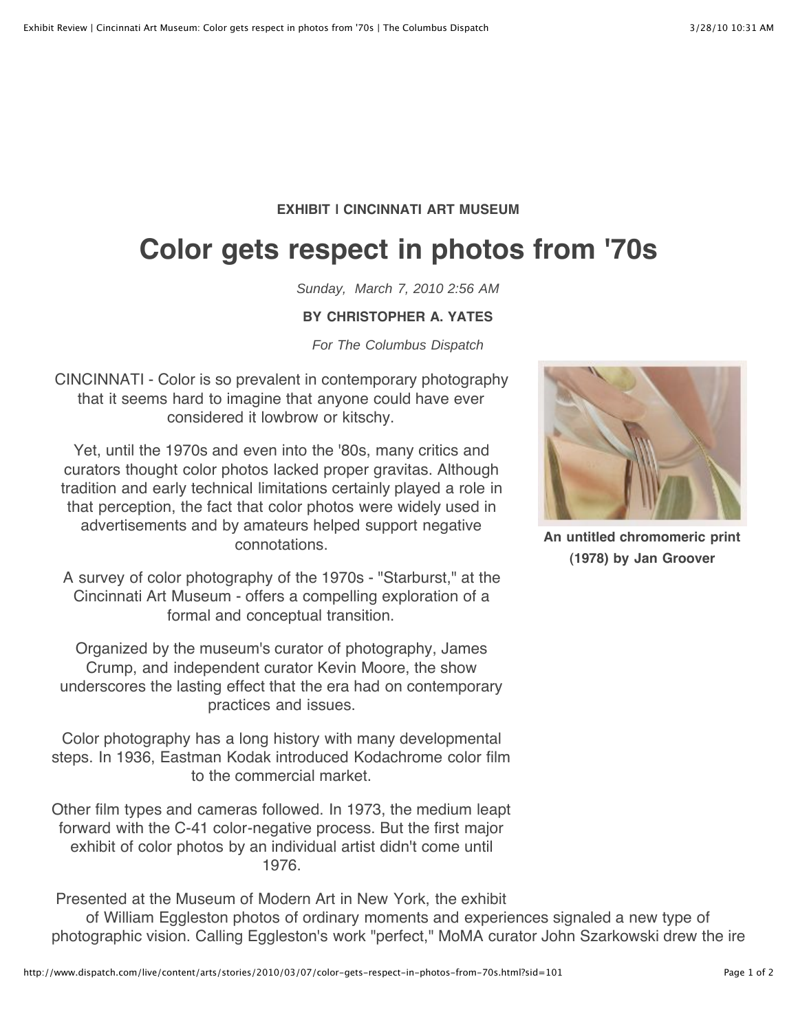**EXHIBIT | CINCINNATI ART MUSEUM**

# Color gets respect in photos from '70s

*Sunday, March 7, 2010 2:56 AM*

**BY CHRISTOPHER A. YATES**

*For The Columbus Dispatch*

CINCINNATI - Color is so prevalent in contemporary photography that it seems hard to imagine that anyone could have ever considered it lowbrow or kitschy.

Yet, until the 1970s and even into the '80s, many critics and curators thought color photos lacked proper gravitas. Although tradition and early technical limitations certainly played a role in that perception, the fact that color photos were widely used in advertisements and by amateurs helped support negative connotations.

**An untitled chromomeric print (1978) by Jan Groover**

A survey of color photography of the 1970s - "Starburst," at the Cincinnati Art Museum - offers a compelling exploration of a formal and conceptual transition.

Organized by the museum's curator of photography, James Crump, and independent curator Kevin Moore, the show underscores the lasting effect that the era had on contemporary practices and issues.

Color photography has a long history with many developmental steps. In 1936, Eastman Kodak introduced Kodachrome color film to the commercial market.

Other film types and cameras followed. In 1973, the medium leapt forward with the C-41 color-negative process. But the first major exhibit of color photos by an individual artist didn't come until 1976.

Presented at the Museum of Modern Art in New York, the exhibit of William Eggleston photos of ordinary moments and experiences signaled a new type of photographic vision. Calling Eggleston's work "perfect," MoMA curator John Szarkowski drew the ire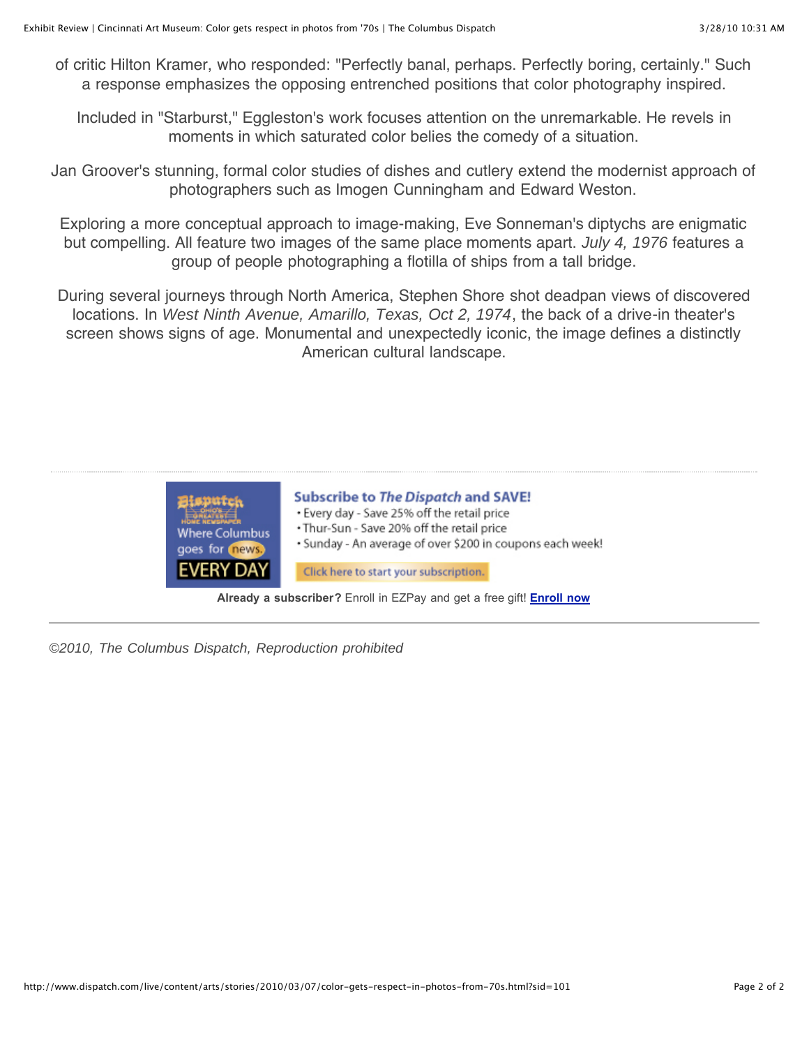of critic Hilton Kramer, who responded: "Perfectly banal, perhaps. Perfectly boring, certainly." Such a response emphasizes the opposing entrenched positions that color photography inspired.

Included in "Starburst," Eggleston's work focuses attention on the unremarkable. He revels in moments in which saturated color belies the comedy of a situation.

Jan Groover's stunning, formal color studies of dishes and cutlery extend the modernist approach of photographers such as Imogen Cunningham and Edward Weston.

Exploring a more conceptual approach to image-making, Eve Sonneman's diptychs are enigmatic but compelling. All feature two images of the same place moments apart. *July 4, 1976* features a group of people photographing a flotilla of ships from a tall bridge.

During several journeys through North America, Stephen Shore shot deadpan views of discovered locations. In *West Ninth Avenue, Amarillo, Texas, Oct 2, 1974*, the back of a drive-in theater's screen shows signs of age. Monumental and unexpectedly iconic, the image defines a distinctly American cultural landscape.

---

Dispatch — Ohio's Greatest Home Newspaper — Where Columbus goes for news. EVERY DAY

**Subscribe to *The Dispatch* and SAVE!**

- Every day - Save 25% off the retail price
- Thur-Sun - Save 20% off the retail price
- Sunday - An average of over $200 in coupons each week!

Click here to start your subscription.

**Already a subscriber?** Enroll in EZPay and get a free gift! **Enroll now**

---

*©2010, The Columbus Dispatch, Reproduction prohibited*